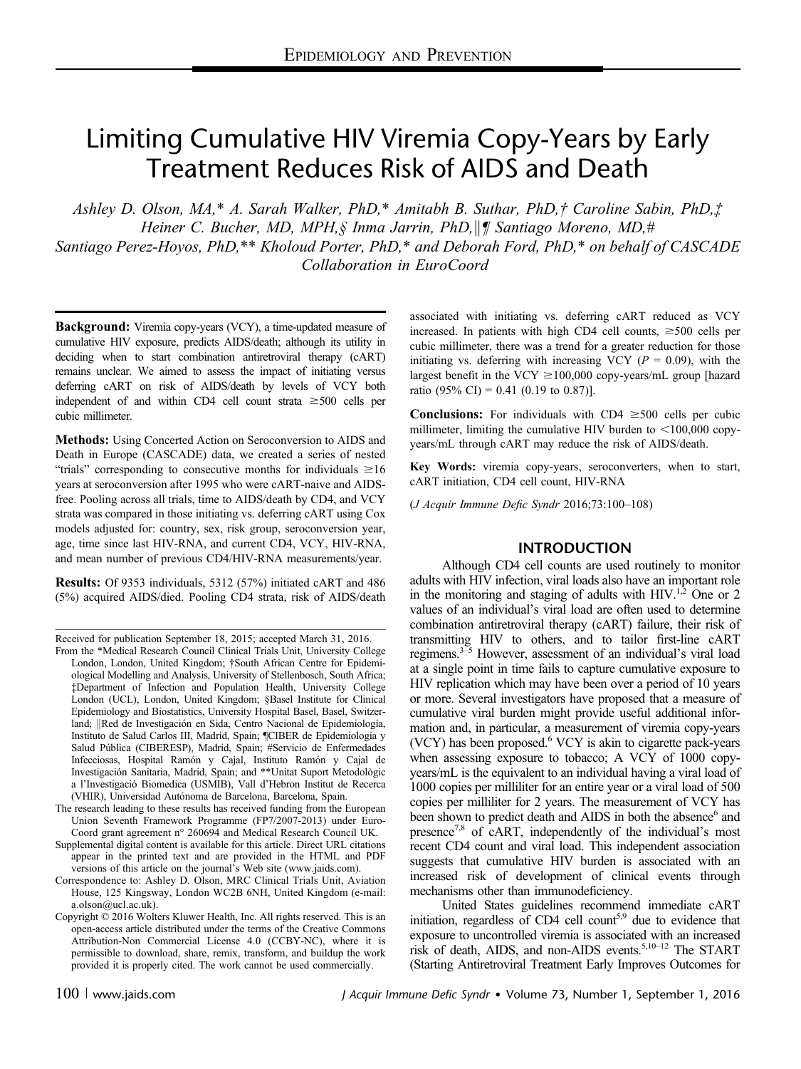# Limiting Cumulative HIV Viremia Copy-Years by Early Treatment Reduces Risk of AIDS and Death

*Ashley D. Olson, MA,\* A. Sarah Walker, PhD,\* Amitabh B. Suthar, PhD,† Caroline Sabin, PhD,‡ Heiner C. Bucher, MD, MPH,§ Inma Jarrin, PhD,‖¶ Santiago Moreno, MD,# Santiago Perez-Hoyos, PhD,\*\* Kholoud Porter, PhD,\* and Deborah Ford, PhD,\* on behalf of CASCADE Collaboration in EuroCoord*

**Background:** Viremia copy-years (VCY), a time-updated measure of cumulative HIV exposure, predicts AIDS/death; although its utility in deciding when to start combination antiretroviral therapy (cART) remains unclear. We aimed to assess the impact of initiating versus deferring cART on risk of AIDS/death by levels of VCY both independent of and within CD4 cell count strata ≥500 cells per cubic millimeter.

**Methods:** Using Concerted Action on Seroconversion to AIDS and Death in Europe (CASCADE) data, we created a series of nested "trials" corresponding to consecutive months for individuals ≥16 years at seroconversion after 1995 who were cART-naive and AIDS-free. Pooling across all trials, time to AIDS/death by CD4, and VCY strata was compared in those initiating vs. deferring cART using Cox models adjusted for: country, sex, risk group, seroconversion year, age, time since last HIV-RNA, and current CD4, VCY, HIV-RNA, and mean number of previous CD4/HIV-RNA measurements/year.

**Results:** Of 9353 individuals, 5312 (57%) initiated cART and 486 (5%) acquired AIDS/died. Pooling CD4 strata, risk of AIDS/death associated with initiating vs. deferring cART reduced as VCY increased. In patients with high CD4 cell counts, ≥500 cells per cubic millimeter, there was a trend for a greater reduction for those initiating vs. deferring with increasing VCY ($P = 0.09$), with the largest benefit in the VCY ≥100,000 copy-years/mL group [hazard ratio (95% CI) = 0.41 (0.19 to 0.87)].

**Conclusions:** For individuals with CD4 ≥500 cells per cubic millimeter, limiting the cumulative HIV burden to <100,000 copy-years/mL through cART may reduce the risk of AIDS/death.

**Key Words:** viremia copy-years, seroconverters, when to start, cART initiation, CD4 cell count, HIV-RNA

(*J Acquir Immune Defic Syndr* 2016;73:100–108)

Received for publication September 18, 2015; accepted March 31, 2016.

From the \*Medical Research Council Clinical Trials Unit, University College London, London, United Kingdom; †South African Centre for Epidemiological Modelling and Analysis, University of Stellenbosch, South Africa; ‡Department of Infection and Population Health, University College London (UCL), London, United Kingdom; §Basel Institute for Clinical Epidemiology and Biostatistics, University Hospital Basel, Basel, Switzerland; ‖Red de Investigación en Sida, Centro Nacional de Epidemiología, Instituto de Salud Carlos III, Madrid, Spain; ¶CIBER de Epidemiología y Salud Pública (CIBERESP), Madrid, Spain; #Servicio de Enfermedades Infecciosas, Hospital Ramón y Cajal, Instituto Ramón y Cajal de Investigación Sanitaria, Madrid, Spain; and \*\*Unitat Suport Metodològic a l'Investigació Biomedica (USMIB), Vall d'Hebron Institut de Recerca (VHIR), Universidad Autónoma de Barcelona, Barcelona, Spain.

The research leading to these results has received funding from the European Union Seventh Framework Programme (FP7/2007-2013) under EuroCoord grant agreement n° 260694 and Medical Research Council UK.

Supplemental digital content is available for this article. Direct URL citations appear in the printed text and are provided in the HTML and PDF versions of this article on the journal's Web site (www.jaids.com).

Correspondence to: Ashley D. Olson, MRC Clinical Trials Unit, Aviation House, 125 Kingsway, London WC2B 6NH, United Kingdom (e-mail: a.olson@ucl.ac.uk).

Copyright © 2016 Wolters Kluwer Health, Inc. All rights reserved. This is an open-access article distributed under the terms of the Creative Commons Attribution-Non Commercial License 4.0 (CCBY-NC), where it is permissible to download, share, remix, transform, and buildup the work provided it is properly cited. The work cannot be used commercially.

## INTRODUCTION

Although CD4 cell counts are used routinely to monitor adults with HIV infection, viral loads also have an important role in the monitoring and staging of adults with HIV.[1,2] One or 2 values of an individual's viral load are often used to determine combination antiretroviral therapy (cART) failure, their risk of transmitting HIV to others, and to tailor first-line cART regimens.[3–5] However, assessment of an individual's viral load at a single point in time fails to capture cumulative exposure to HIV replication which may have been over a period of 10 years or more. Several investigators have proposed that a measure of cumulative viral burden might provide useful additional information and, in particular, a measurement of viremia copy-years (VCY) has been proposed.[6] VCY is akin to cigarette pack-years when assessing exposure to tobacco; A VCY of 1000 copy-years/mL is the equivalent to an individual having a viral load of 1000 copies per milliliter for an entire year or a viral load of 500 copies per milliliter for 2 years. The measurement of VCY has been shown to predict death and AIDS in both the absence[6] and presence[7,8] of cART, independently of the individual's most recent CD4 count and viral load. This independent association suggests that cumulative HIV burden is associated with an increased risk of development of clinical events through mechanisms other than immunodeficiency.

United States guidelines recommend immediate cART initiation, regardless of CD4 cell count[5,9] due to evidence that exposure to uncontrolled viremia is associated with an increased risk of death, AIDS, and non-AIDS events.[5,10–12] The START (Starting Antiretroviral Treatment Early Improves Outcomes for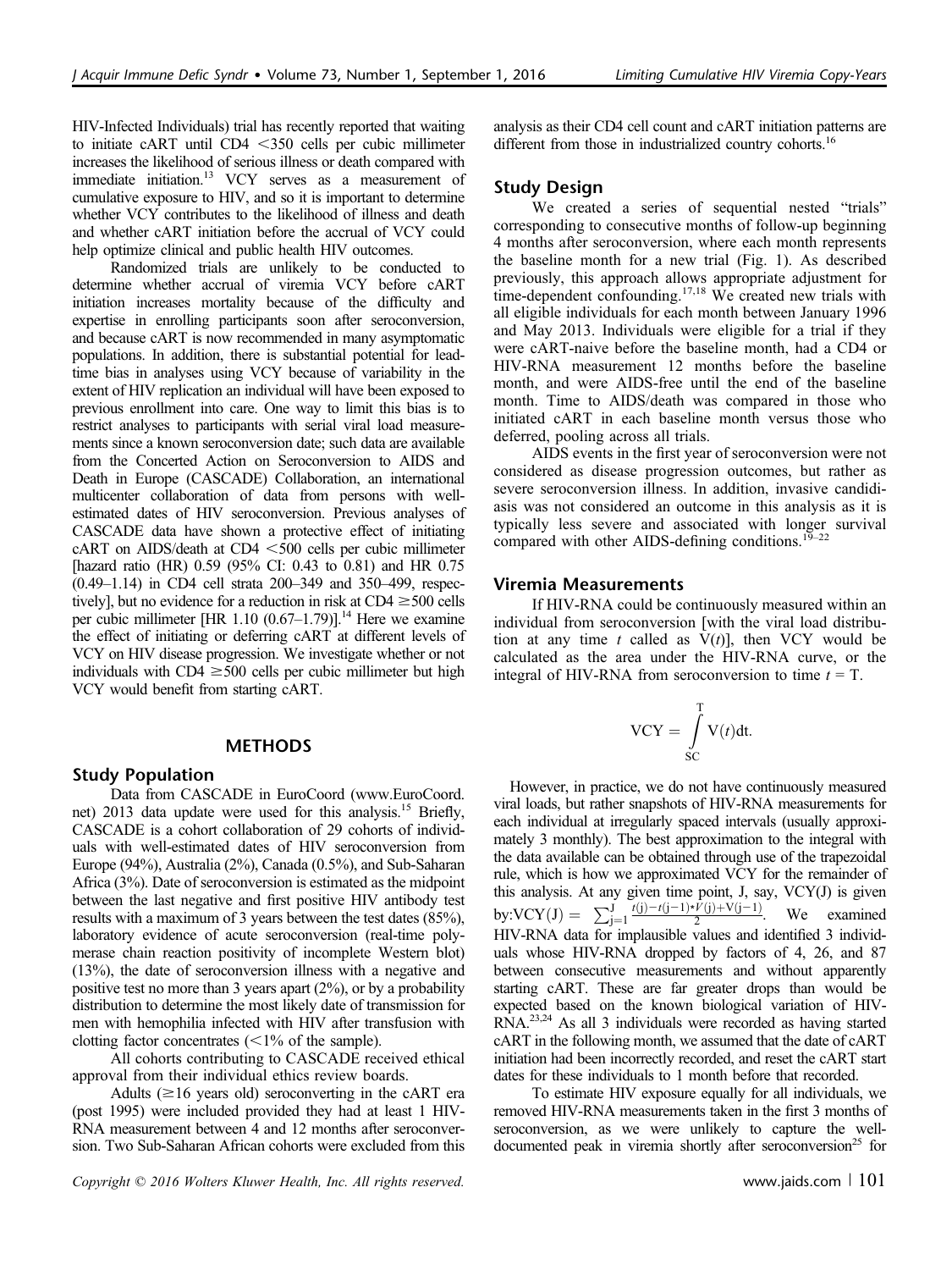HIV-Infected Individuals) trial has recently reported that waiting to initiate cART until CD4 <350 cells per cubic millimeter increases the likelihood of serious illness or death compared with immediate initiation.[13] VCY serves as a measurement of cumulative exposure to HIV, and so it is important to determine whether VCY contributes to the likelihood of illness and death and whether cART initiation before the accrual of VCY could help optimize clinical and public health HIV outcomes.

Randomized trials are unlikely to be conducted to determine whether accrual of viremia VCY before cART initiation increases mortality because of the difficulty and expertise in enrolling participants soon after seroconversion, and because cART is now recommended in many asymptomatic populations. In addition, there is substantial potential for lead-time bias in analyses using VCY because of variability in the extent of HIV replication an individual will have been exposed to previous enrollment into care. One way to limit this bias is to restrict analyses to participants with serial viral load measurements since a known seroconversion date; such data are available from the Concerted Action on Seroconversion to AIDS and Death in Europe (CASCADE) Collaboration, an international multicenter collaboration of data from persons with well-estimated dates of HIV seroconversion. Previous analyses of CASCADE data have shown a protective effect of initiating cART on AIDS/death at CD4 <500 cells per cubic millimeter [hazard ratio (HR) 0.59 (95% CI: 0.43 to 0.81) and HR 0.75 (0.49–1.14) in CD4 cell strata 200–349 and 350–499, respectively], but no evidence for a reduction in risk at CD4 ≥500 cells per cubic millimeter [HR 1.10 (0.67–1.79)].[14] Here we examine the effect of initiating or deferring cART at different levels of VCY on HIV disease progression. We investigate whether or not individuals with CD4 ≥500 cells per cubic millimeter but high VCY would benefit from starting cART.

## METHODS

### Study Population

Data from CASCADE in EuroCoord (www.EuroCoord.net) 2013 data update were used for this analysis.[15] Briefly, CASCADE is a cohort collaboration of 29 cohorts of individuals with well-estimated dates of HIV seroconversion from Europe (94%), Australia (2%), Canada (0.5%), and Sub-Saharan Africa (3%). Date of seroconversion is estimated as the midpoint between the last negative and first positive HIV antibody test results with a maximum of 3 years between the test dates (85%), laboratory evidence of acute seroconversion (real-time polymerase chain reaction positivity of incomplete Western blot) (13%), the date of seroconversion illness with a negative and positive test no more than 3 years apart (2%), or by a probability distribution to determine the most likely date of transmission for men with hemophilia infected with HIV after transfusion with clotting factor concentrates (<1% of the sample).

All cohorts contributing to CASCADE received ethical approval from their individual ethics review boards.

Adults (≥16 years old) seroconverting in the cART era (post 1995) were included provided they had at least 1 HIV-RNA measurement between 4 and 12 months after seroconversion. Two Sub-Saharan African cohorts were excluded from this analysis as their CD4 cell count and cART initiation patterns are different from those in industrialized country cohorts.[16]

### Study Design

We created a series of sequential nested "trials" corresponding to consecutive months of follow-up beginning 4 months after seroconversion, where each month represents the baseline month for a new trial (Fig. 1). As described previously, this approach allows appropriate adjustment for time-dependent confounding.[17,18] We created new trials with all eligible individuals for each month between January 1996 and May 2013. Individuals were eligible for a trial if they were cART-naive before the baseline month, had a CD4 or HIV-RNA measurement 12 months before the baseline month, and were AIDS-free until the end of the baseline month. Time to AIDS/death was compared in those who initiated cART in each baseline month versus those who deferred, pooling across all trials.

AIDS events in the first year of seroconversion were not considered as disease progression outcomes, but rather as severe seroconversion illness. In addition, invasive candidiasis was not considered an outcome in this analysis as it is typically less severe and associated with longer survival compared with other AIDS-defining conditions.[19–22]

### Viremia Measurements

If HIV-RNA could be continuously measured within an individual from seroconversion [with the viral load distribution at any time $t$ called as $V(t)$], then VCY would be calculated as the area under the HIV-RNA curve, or the integral of HIV-RNA from seroconversion to time $t = T$.

$$\mathrm{VCY} = \int_{\mathrm{SC}}^{\mathrm{T}} \mathrm{V}(t)\mathrm{d}t.$$

However, in practice, we do not have continuously measured viral loads, but rather snapshots of HIV-RNA measurements for each individual at irregularly spaced intervals (usually approximately 3 monthly). The best approximation to the integral with the data available can be obtained through use of the trapezoidal rule, which is how we approximated VCY for the remainder of this analysis. At any given time point, J, say, VCY(J) is given by: $\mathrm{VCY(J)} = \sum_{\mathrm{j}=1}^{\mathrm{J}} \frac{t(\mathrm{j})-t(\mathrm{j}-1)*V(\mathrm{j})+\mathrm{V}(\mathrm{j}-1)}{2}$. We examined HIV-RNA data for implausible values and identified 3 individuals whose HIV-RNA dropped by factors of 4, 26, and 87 between consecutive measurements and without apparently starting cART. These are far greater drops than would be expected based on the known biological variation of HIV-RNA.[23,24] As all 3 individuals were recorded as having started cART in the following month, we assumed that the date of cART initiation had been incorrectly recorded, and reset the cART start dates for these individuals to 1 month before that recorded.

To estimate HIV exposure equally for all individuals, we removed HIV-RNA measurements taken in the first 3 months of seroconversion, as we were unlikely to capture the well-documented peak in viremia shortly after seroconversion[25] for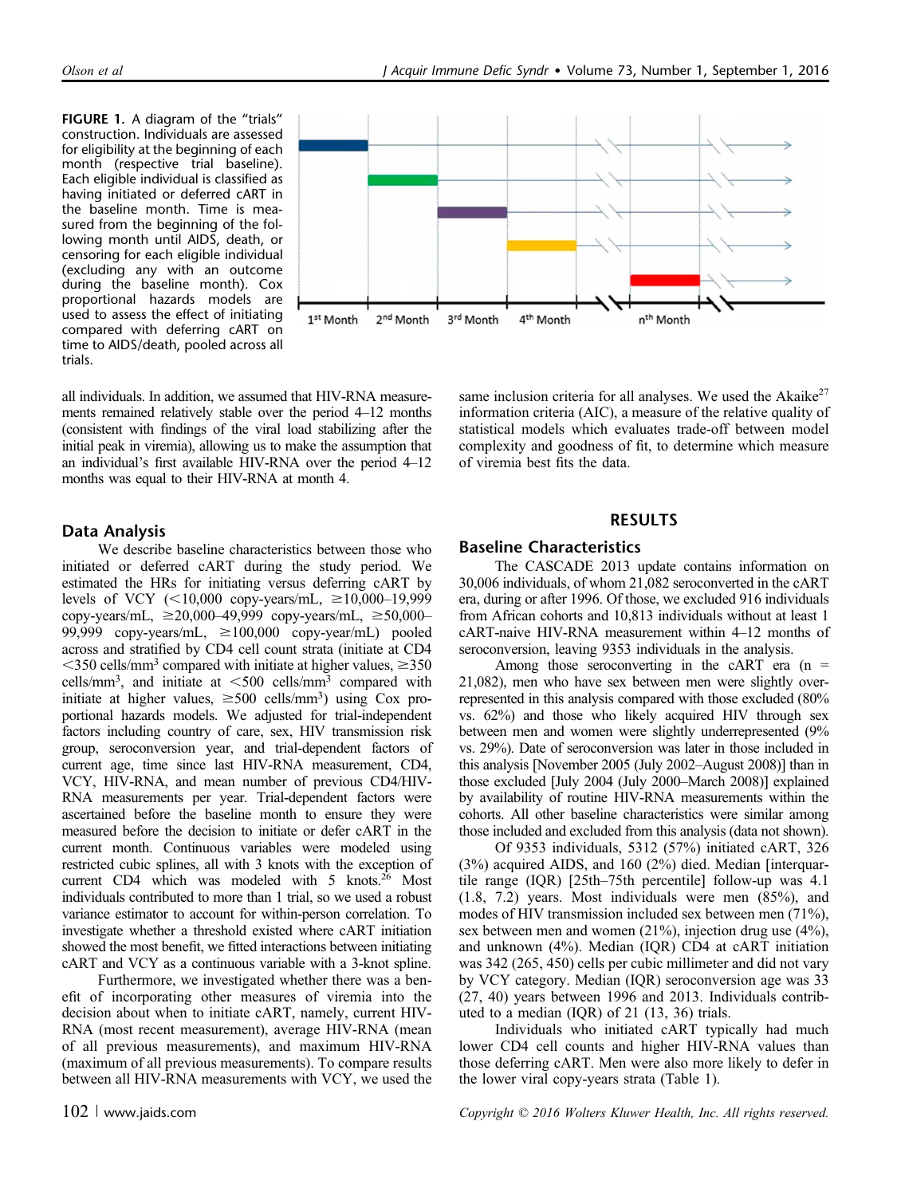**FIGURE 1.** A diagram of the "trials" construction. Individuals are assessed for eligibility at the beginning of each month (respective trial baseline). Each eligible individual is classified as having initiated or deferred cART in the baseline month. Time is measured from the beginning of the following month until AIDS, death, or censoring for each eligible individual (excluding any with an outcome during the baseline month). Cox proportional hazards models are used to assess the effect of initiating compared with deferring cART on time to AIDS/death, pooled across all trials.

all individuals. In addition, we assumed that HIV-RNA measurements remained relatively stable over the period 4–12 months (consistent with findings of the viral load stabilizing after the initial peak in viremia), allowing us to make the assumption that an individual's first available HIV-RNA over the period 4–12 months was equal to their HIV-RNA at month 4.

## Data Analysis

We describe baseline characteristics between those who initiated or deferred cART during the study period. We estimated the HRs for initiating versus deferring cART by levels of VCY (<10,000 copy-years/mL, ≥10,000–19,999 copy-years/mL, ≥20,000–49,999 copy-years/mL, ≥50,000–99,999 copy-years/mL, ≥100,000 copy-year/mL) pooled across and stratified by CD4 cell count strata (initiate at CD4 <350 cells/mm$^3$ compared with initiate at higher values, ≥350 cells/mm$^3$, and initiate at <500 cells/mm$^3$ compared with initiate at higher values, ≥500 cells/mm$^3$) using Cox proportional hazards models. We adjusted for trial-independent factors including country of care, sex, HIV transmission risk group, seroconversion year, and trial-dependent factors of current age, time since last HIV-RNA measurement, CD4, VCY, HIV-RNA, and mean number of previous CD4/HIV-RNA measurements per year. Trial-dependent factors were ascertained before the baseline month to ensure they were measured before the decision to initiate or defer cART in the current month. Continuous variables were modeled using restricted cubic splines, all with 3 knots with the exception of current CD4 which was modeled with 5 knots.[26] Most individuals contributed to more than 1 trial, so we used a robust variance estimator to account for within-person correlation. To investigate whether a threshold existed where cART initiation showed the most benefit, we fitted interactions between initiating cART and VCY as a continuous variable with a 3-knot spline.

Furthermore, we investigated whether there was a benefit of incorporating other measures of viremia into the decision about when to initiate cART, namely, current HIV-RNA (most recent measurement), average HIV-RNA (mean of all previous measurements), and maximum HIV-RNA (maximum of all previous measurements). To compare results between all HIV-RNA measurements with VCY, we used the same inclusion criteria for all analyses. We used the Akaike[27] information criteria (AIC), a measure of the relative quality of statistical models which evaluates trade-off between model complexity and goodness of fit, to determine which measure of viremia best fits the data.

# RESULTS

## Baseline Characteristics

The CASCADE 2013 update contains information on 30,006 individuals, of whom 21,082 seroconverted in the cART era, during or after 1996. Of those, we excluded 916 individuals from African cohorts and 10,813 individuals without at least 1 cART-naive HIV-RNA measurement within 4–12 months of seroconversion, leaving 9353 individuals in the analysis.

Among those seroconverting in the cART era (n = 21,082), men who have sex between men were slightly over-represented in this analysis compared with those excluded (80% vs. 62%) and those who likely acquired HIV through sex between men and women were slightly underrepresented (9% vs. 29%). Date of seroconversion was later in those included in this analysis [November 2005 (July 2002–August 2008)] than in those excluded [July 2004 (July 2000–March 2008)] explained by availability of routine HIV-RNA measurements within the cohorts. All other baseline characteristics were similar among those included and excluded from this analysis (data not shown).

Of 9353 individuals, 5312 (57%) initiated cART, 326 (3%) acquired AIDS, and 160 (2%) died. Median [interquartile range (IQR) [25th–75th percentile] follow-up was 4.1 (1.8, 7.2) years. Most individuals were men (85%), and modes of HIV transmission included sex between men (71%), sex between men and women (21%), injection drug use (4%), and unknown (4%). Median (IQR) CD4 at cART initiation was 342 (265, 450) cells per cubic millimeter and did not vary by VCY category. Median (IQR) seroconversion age was 33 (27, 40) years between 1996 and 2013. Individuals contributed to a median (IQR) of 21 (13, 36) trials.

Individuals who initiated cART typically had much lower CD4 cell counts and higher HIV-RNA values than those deferring cART. Men were also more likely to defer in the lower viral copy-years strata (Table 1).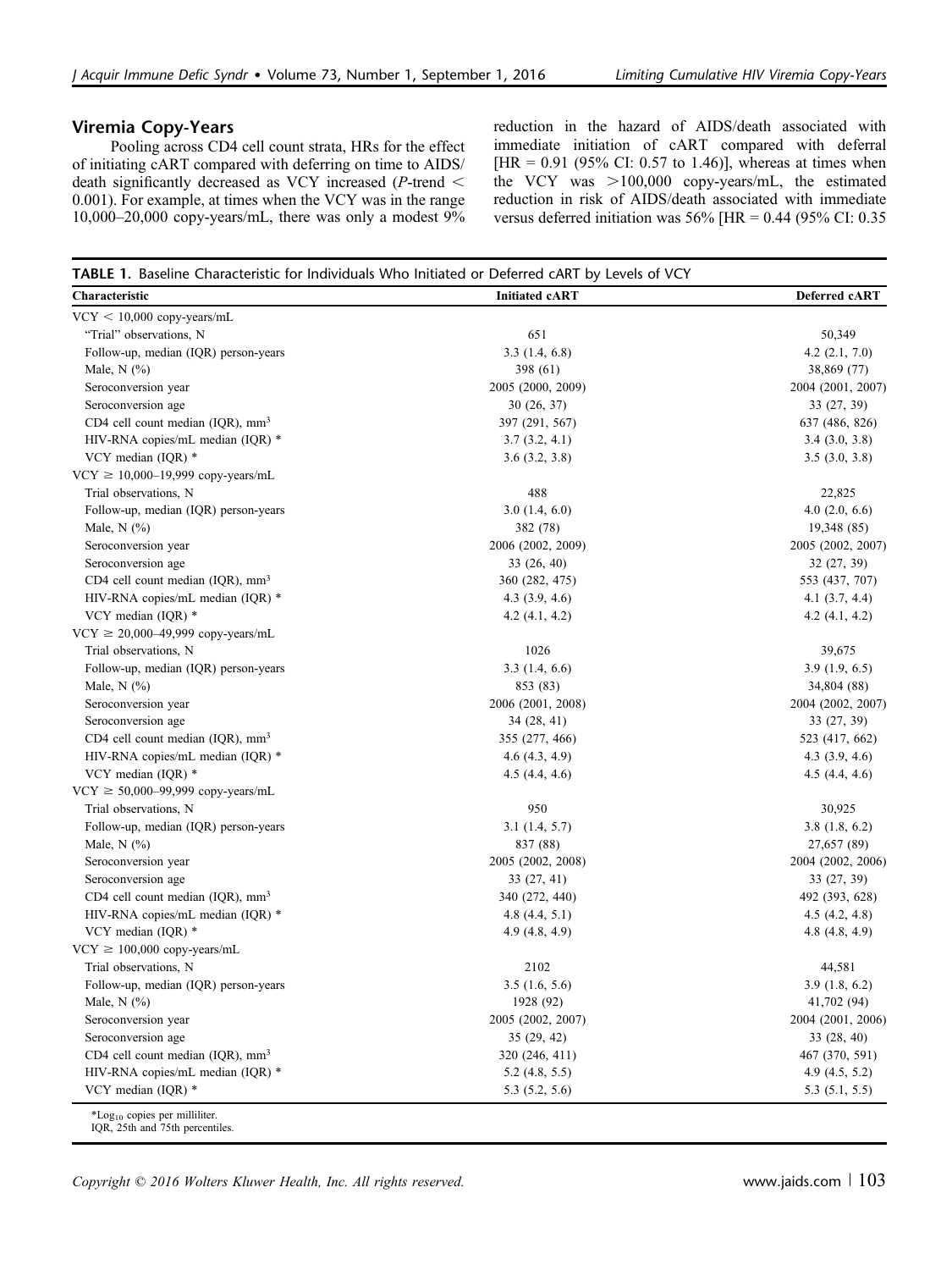## Viremia Copy-Years

Pooling across CD4 cell count strata, HRs for the effect of initiating cART compared with deferring on time to AIDS/death significantly decreased as VCY increased (P-trend < 0.001). For example, at times when the VCY was in the range 10,000–20,000 copy-years/mL, there was only a modest 9% reduction in the hazard of AIDS/death associated with immediate initiation of cART compared with deferral [HR = 0.91 (95% CI: 0.57 to 1.46)], whereas at times when the VCY was >100,000 copy-years/mL, the estimated reduction in risk of AIDS/death associated with immediate versus deferred initiation was 56% [HR = 0.44 (95% CI: 0.35

**TABLE 1.** Baseline Characteristic for Individuals Who Initiated or Deferred cART by Levels of VCY

| Characteristic | Initiated cART | Deferred cART |
|---|---|---|
| VCY < 10,000 copy-years/mL | | |
| "Trial" observations, N | 651 | 50,349 |
| Follow-up, median (IQR) person-years | 3.3 (1.4, 6.8) | 4.2 (2.1, 7.0) |
| Male, N (%) | 398 (61) | 38,869 (77) |
| Seroconversion year | 2005 (2000, 2009) | 2004 (2001, 2007) |
| Seroconversion age | 30 (26, 37) | 33 (27, 39) |
| CD4 cell count median (IQR), mm$^3$ | 397 (291, 567) | 637 (486, 826) |
| HIV-RNA copies/mL median (IQR) * | 3.7 (3.2, 4.1) | 3.4 (3.0, 3.8) |
| VCY median (IQR) * | 3.6 (3.2, 3.8) | 3.5 (3.0, 3.8) |
| VCY ≥ 10,000–19,999 copy-years/mL | | |
| Trial observations, N | 488 | 22,825 |
| Follow-up, median (IQR) person-years | 3.0 (1.4, 6.0) | 4.0 (2.0, 6.6) |
| Male, N (%) | 382 (78) | 19,348 (85) |
| Seroconversion year | 2006 (2002, 2009) | 2005 (2002, 2007) |
| Seroconversion age | 33 (26, 40) | 32 (27, 39) |
| CD4 cell count median (IQR), mm$^3$ | 360 (282, 475) | 553 (437, 707) |
| HIV-RNA copies/mL median (IQR) * | 4.3 (3.9, 4.6) | 4.1 (3.7, 4.4) |
| VCY median (IQR) * | 4.2 (4.1, 4.2) | 4.2 (4.1, 4.2) |
| VCY ≥ 20,000–49,999 copy-years/mL | | |
| Trial observations, N | 1026 | 39,675 |
| Follow-up, median (IQR) person-years | 3.3 (1.4, 6.6) | 3.9 (1.9, 6.5) |
| Male, N (%) | 853 (83) | 34,804 (88) |
| Seroconversion year | 2006 (2001, 2008) | 2004 (2002, 2007) |
| Seroconversion age | 34 (28, 41) | 33 (27, 39) |
| CD4 cell count median (IQR), mm$^3$ | 355 (277, 466) | 523 (417, 662) |
| HIV-RNA copies/mL median (IQR) * | 4.6 (4.3, 4.9) | 4.3 (3.9, 4.6) |
| VCY median (IQR) * | 4.5 (4.4, 4.6) | 4.5 (4.4, 4.6) |
| VCY ≥ 50,000–99,999 copy-years/mL | | |
| Trial observations, N | 950 | 30,925 |
| Follow-up, median (IQR) person-years | 3.1 (1.4, 5.7) | 3.8 (1.8, 6.2) |
| Male, N (%) | 837 (88) | 27,657 (89) |
| Seroconversion year | 2005 (2002, 2008) | 2004 (2002, 2006) |
| Seroconversion age | 33 (27, 41) | 33 (27, 39) |
| CD4 cell count median (IQR), mm$^3$ | 340 (272, 440) | 492 (393, 628) |
| HIV-RNA copies/mL median (IQR) * | 4.8 (4.4, 5.1) | 4.5 (4.2, 4.8) |
| VCY median (IQR) * | 4.9 (4.8, 4.9) | 4.8 (4.8, 4.9) |
| VCY ≥ 100,000 copy-years/mL | | |
| Trial observations, N | 2102 | 44,581 |
| Follow-up, median (IQR) person-years | 3.5 (1.6, 5.6) | 3.9 (1.8, 6.2) |
| Male, N (%) | 1928 (92) | 41,702 (94) |
| Seroconversion year | 2005 (2002, 2007) | 2004 (2001, 2006) |
| Seroconversion age | 35 (29, 42) | 33 (28, 40) |
| CD4 cell count median (IQR), mm$^3$ | 320 (246, 411) | 467 (370, 591) |
| HIV-RNA copies/mL median (IQR) * | 5.2 (4.8, 5.5) | 4.9 (4.5, 5.2) |
| VCY median (IQR) * | 5.3 (5.2, 5.6) | 5.3 (5.1, 5.5) |

*$Log_{10}$ copies per milliliter.
IQR, 25th and 75th percentiles.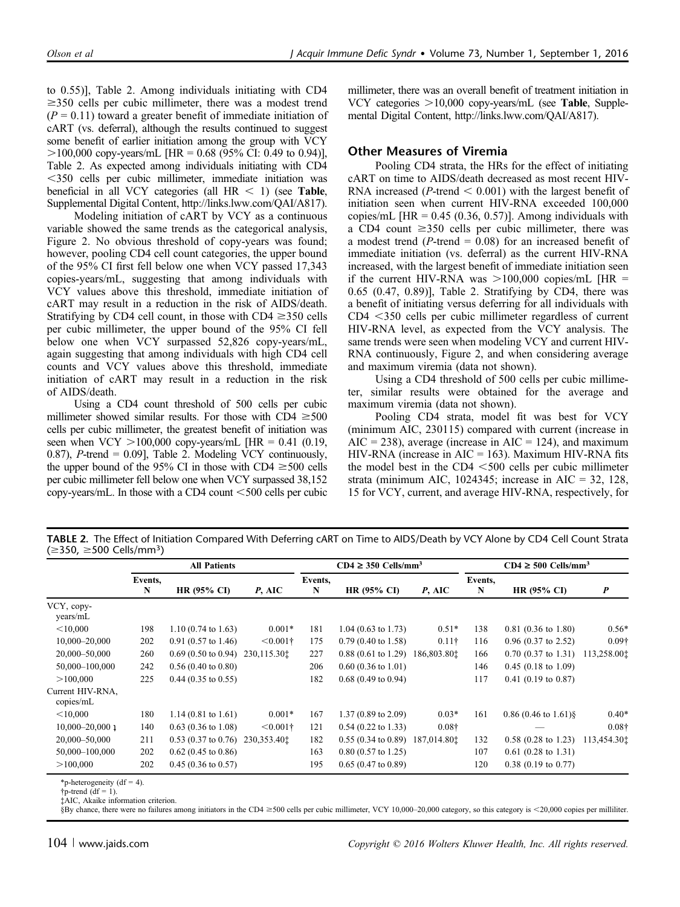to 0.55)], Table 2. Among individuals initiating with CD4 ≥350 cells per cubic millimeter, there was a modest trend ($P = 0.11$) toward a greater benefit of immediate initiation of cART (vs. deferral), although the results continued to suggest some benefit of earlier initiation among the group with VCY >100,000 copy-years/mL [HR = 0.68 (95% CI: 0.49 to 0.94)], Table 2. As expected among individuals initiating with CD4 <350 cells per cubic millimeter, immediate initiation was beneficial in all VCY categories (all HR < 1) (see **Table**, Supplemental Digital Content, http://links.lww.com/QAI/A817).

Modeling initiation of cART by VCY as a continuous variable showed the same trends as the categorical analysis, Figure 2. No obvious threshold of copy-years was found; however, pooling CD4 cell count categories, the upper bound of the 95% CI first fell below one when VCY passed 17,343 copies-years/mL, suggesting that among individuals with VCY values above this threshold, immediate initiation of cART may result in a reduction in the risk of AIDS/death. Stratifying by CD4 cell count, in those with CD4 ≥350 cells per cubic millimeter, the upper bound of the 95% CI fell below one when VCY surpassed 52,826 copy-years/mL, again suggesting that among individuals with high CD4 cell counts and VCY values above this threshold, immediate initiation of cART may result in a reduction in the risk of AIDS/death.

Using a CD4 count threshold of 500 cells per cubic millimeter showed similar results. For those with CD4 ≥500 cells per cubic millimeter, the greatest benefit of initiation was seen when VCY >100,000 copy-years/mL [HR = 0.41 (0.19, 0.87), $P$-trend = 0.09], Table 2. Modeling VCY continuously, the upper bound of the 95% CI in those with CD4 ≥500 cells per cubic millimeter fell below one when VCY surpassed 38,152 copy-years/mL. In those with a CD4 count <500 cells per cubic millimeter, there was an overall benefit of treatment initiation in VCY categories >10,000 copy-years/mL (see **Table**, Supplemental Digital Content, http://links.lww.com/QAI/A817).

## Other Measures of Viremia

Pooling CD4 strata, the HRs for the effect of initiating cART on time to AIDS/death decreased as most recent HIV-RNA increased ($P$-trend < 0.001) with the largest benefit of initiation seen when current HIV-RNA exceeded 100,000 copies/mL [HR = 0.45 (0.36, 0.57)]. Among individuals with a CD4 count ≥350 cells per cubic millimeter, there was a modest trend ($P$-trend = 0.08) for an increased benefit of immediate initiation (vs. deferral) as the current HIV-RNA increased, with the largest benefit of immediate initiation seen if the current HIV-RNA was >100,000 copies/mL [HR = 0.65 (0.47, 0.89)], Table 2. Stratifying by CD4, there was a benefit of initiating versus deferring for all individuals with CD4 <350 cells per cubic millimeter regardless of current HIV-RNA level, as expected from the VCY analysis. The same trends were seen when modeling VCY and current HIV-RNA continuously, Figure 2, and when considering average and maximum viremia (data not shown).

Using a CD4 threshold of 500 cells per cubic millimeter, similar results were obtained for the average and maximum viremia (data not shown).

Pooling CD4 strata, model fit was best for VCY (minimum AIC, 230115) compared with current (increase in AIC = 238), average (increase in AIC = 124), and maximum HIV-RNA (increase in AIC = 163). Maximum HIV-RNA fits the model best in the CD4 <500 cells per cubic millimeter strata (minimum AIC, 1024345; increase in AIC = 32, 128, 15 for VCY, current, and average HIV-RNA, respectively, for

**TABLE 2.** The Effect of Initiation Compared With Deferring cART on Time to AIDS/Death by VCY Alone by CD4 Cell Count Strata (≥350, ≥500 Cells/mm³)

| | All Patients | | | CD4 ≥ 350 Cells/mm³ | | | CD4 ≥ 500 Cells/mm³ | | |
|---|---|---|---|---|---|---|---|---|---|
| | Events, N | HR (95% CI) | P, AIC | Events, N | HR (95% CI) | P, AIC | Events, N | HR (95% CI) | P |
| VCY, copy-years/mL | | | | | | | | | |
| <10,000 | 198 | 1.10 (0.74 to 1.63) | 0.001* | 181 | 1.04 (0.63 to 1.73) | 0.51* | 138 | 0.81 (0.36 to 1.80) | 0.56* |
| 10,000–20,000 | 202 | 0.91 (0.57 to 1.46) | <0.001† | 175 | 0.79 (0.40 to 1.58) | 0.11† | 116 | 0.96 (0.37 to 2.52) | 0.09† |
| 20,000–50,000 | 260 | 0.69 (0.50 to 0.94) | 230,115.30‡ | 227 | 0.88 (0.61 to 1.29) | 186,803.80‡ | 166 | 0.70 (0.37 to 1.31) | 113,258.00‡ |
| 50,000–100,000 | 242 | 0.56 (0.40 to 0.80) | | 206 | 0.60 (0.36 to 1.01) | | 146 | 0.45 (0.18 to 1.09) | |
| >100,000 | 225 | 0.44 (0.35 to 0.55) | | 182 | 0.68 (0.49 to 0.94) | | 117 | 0.41 (0.19 to 0.87) | |
| Current HIV-RNA, copies/mL | | | | | | | | | |
| <10,000 | 180 | 1.14 (0.81 to 1.61) | 0.001* | 167 | 1.37 (0.89 to 2.09) | 0.03* | 161 | 0.86 (0.46 to 1.61)§ | 0.40* |
| 10,000–20,000 ɿ | 140 | 0.63 (0.36 to 1.08) | <0.001† | 121 | 0.54 (0.22 to 1.33) | 0.08† | | — | 0.08† |
| 20,000–50,000 | 211 | 0.53 (0.37 to 0.76) | 230,353.40‡ | 182 | 0.55 (0.34 to 0.89) | 187,014.80‡ | 132 | 0.58 (0.28 to 1.23) | 113,454.30‡ |
| 50,000–100,000 | 202 | 0.62 (0.45 to 0.86) | | 163 | 0.80 (0.57 to 1.25) | | 107 | 0.61 (0.28 to 1.31) | |
| >100,000 | 202 | 0.45 (0.36 to 0.57) | | 195 | 0.65 (0.47 to 0.89) | | 120 | 0.38 (0.19 to 0.77) | |

*p-heterogeneity (df = 4).
†p-trend (df = 1).
‡AIC, Akaike information criterion.
§By chance, there were no failures among initiators in the CD4 ≥500 cells per cubic millimeter, VCY 10,000–20,000 category, so this category is <20,000 copies per milliliter.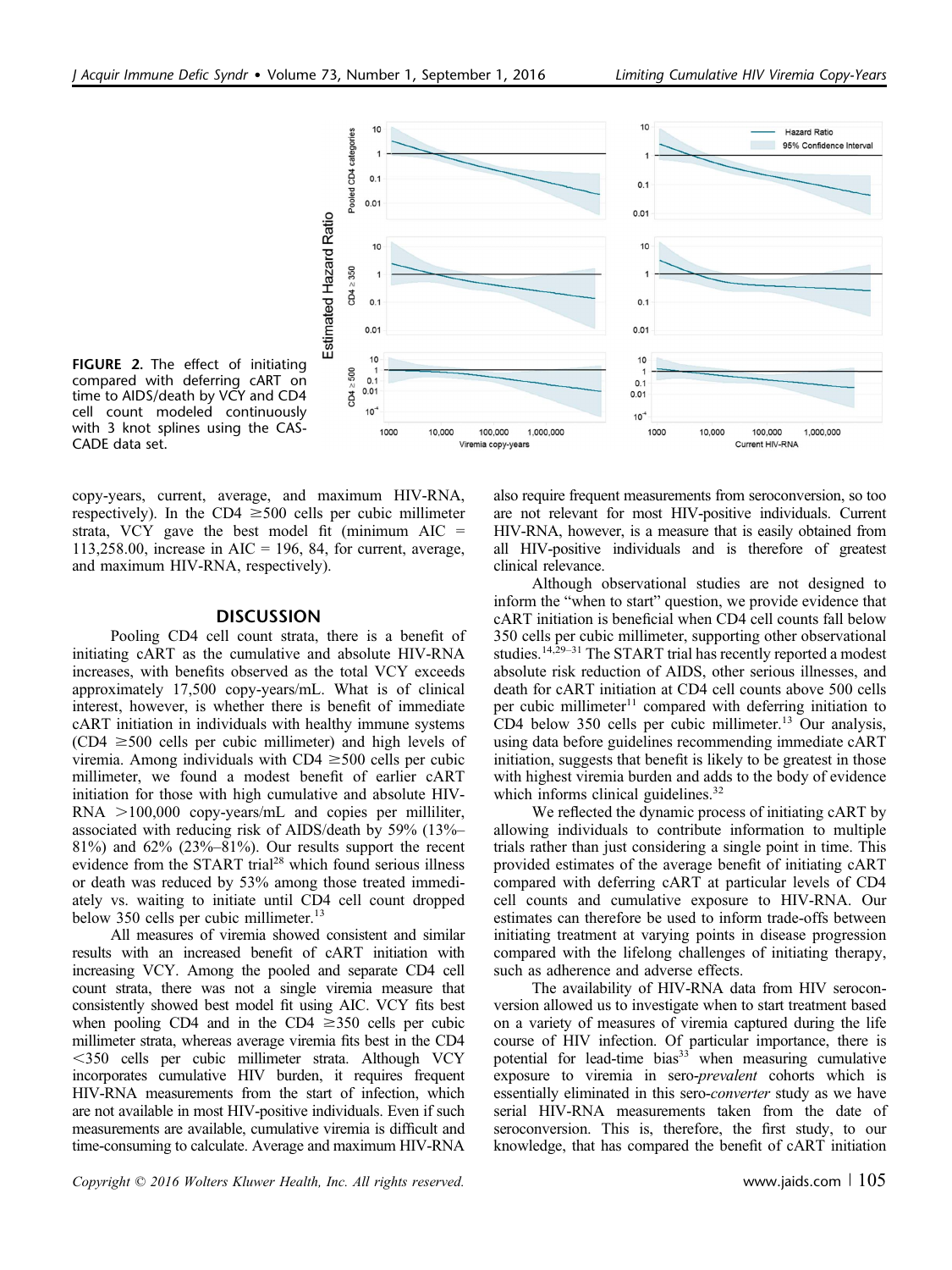**FIGURE 2.** The effect of initiating compared with deferring cART on time to AIDS/death by VCY and CD4 cell count modeled continuously with 3 knot splines using the CASCADE data set.

copy-years, current, average, and maximum HIV-RNA, respectively). In the CD4 ≥500 cells per cubic millimeter strata, VCY gave the best model fit (minimum AIC = 113,258.00, increase in AIC = 196, 84, for current, average, and maximum HIV-RNA, respectively).

## DISCUSSION

Pooling CD4 cell count strata, there is a benefit of initiating cART as the cumulative and absolute HIV-RNA increases, with benefits observed as the total VCY exceeds approximately 17,500 copy-years/mL. What is of clinical interest, however, is whether there is benefit of immediate cART initiation in individuals with healthy immune systems (CD4 ≥500 cells per cubic millimeter) and high levels of viremia. Among individuals with CD4 ≥500 cells per cubic millimeter, we found a modest benefit of earlier cART initiation for those with high cumulative and absolute HIV-RNA >100,000 copy-years/mL and copies per milliliter, associated with reducing risk of AIDS/death by 59% (13%–81%) and 62% (23%–81%). Our results support the recent evidence from the START trial[28] which found serious illness or death was reduced by 53% among those treated immediately vs. waiting to initiate until CD4 cell count dropped below 350 cells per cubic millimeter.[13]

All measures of viremia showed consistent and similar results with an increased benefit of cART initiation with increasing VCY. Among the pooled and separate CD4 cell count strata, there was not a single viremia measure that consistently showed best model fit using AIC. VCY fits best when pooling CD4 and in the CD4 ≥350 cells per cubic millimeter strata, whereas average viremia fits best in the CD4 <350 cells per cubic millimeter strata. Although VCY incorporates cumulative HIV burden, it requires frequent HIV-RNA measurements from the start of infection, which are not available in most HIV-positive individuals. Even if such measurements are available, cumulative viremia is difficult and time-consuming to calculate. Average and maximum HIV-RNA also require frequent measurements from seroconversion, so too are not relevant for most HIV-positive individuals. Current HIV-RNA, however, is a measure that is easily obtained from all HIV-positive individuals and is therefore of greatest clinical relevance.

Although observational studies are not designed to inform the "when to start" question, we provide evidence that cART initiation is beneficial when CD4 cell counts fall below 350 cells per cubic millimeter, supporting other observational studies.[14,29–31] The START trial has recently reported a modest absolute risk reduction of AIDS, other serious illnesses, and death for cART initiation at CD4 cell counts above 500 cells per cubic millimeter[11] compared with deferring initiation to CD4 below 350 cells per cubic millimeter.[13] Our analysis, using data before guidelines recommending immediate cART initiation, suggests that benefit is likely to be greatest in those with highest viremia burden and adds to the body of evidence which informs clinical guidelines.[32]

We reflected the dynamic process of initiating cART by allowing individuals to contribute information to multiple trials rather than just considering a single point in time. This provided estimates of the average benefit of initiating cART compared with deferring cART at particular levels of CD4 cell counts and cumulative exposure to HIV-RNA. Our estimates can therefore be used to inform trade-offs between initiating treatment at varying points in disease progression compared with the lifelong challenges of initiating therapy, such as adherence and adverse effects.

The availability of HIV-RNA data from HIV seroconversion allowed us to investigate when to start treatment based on a variety of measures of viremia captured during the life course of HIV infection. Of particular importance, there is potential for lead-time bias[33] when measuring cumulative exposure to viremia in sero-*prevalent* cohorts which is essentially eliminated in this sero-*converter* study as we have serial HIV-RNA measurements taken from the date of seroconversion. This is, therefore, the first study, to our knowledge, that has compared the benefit of cART initiation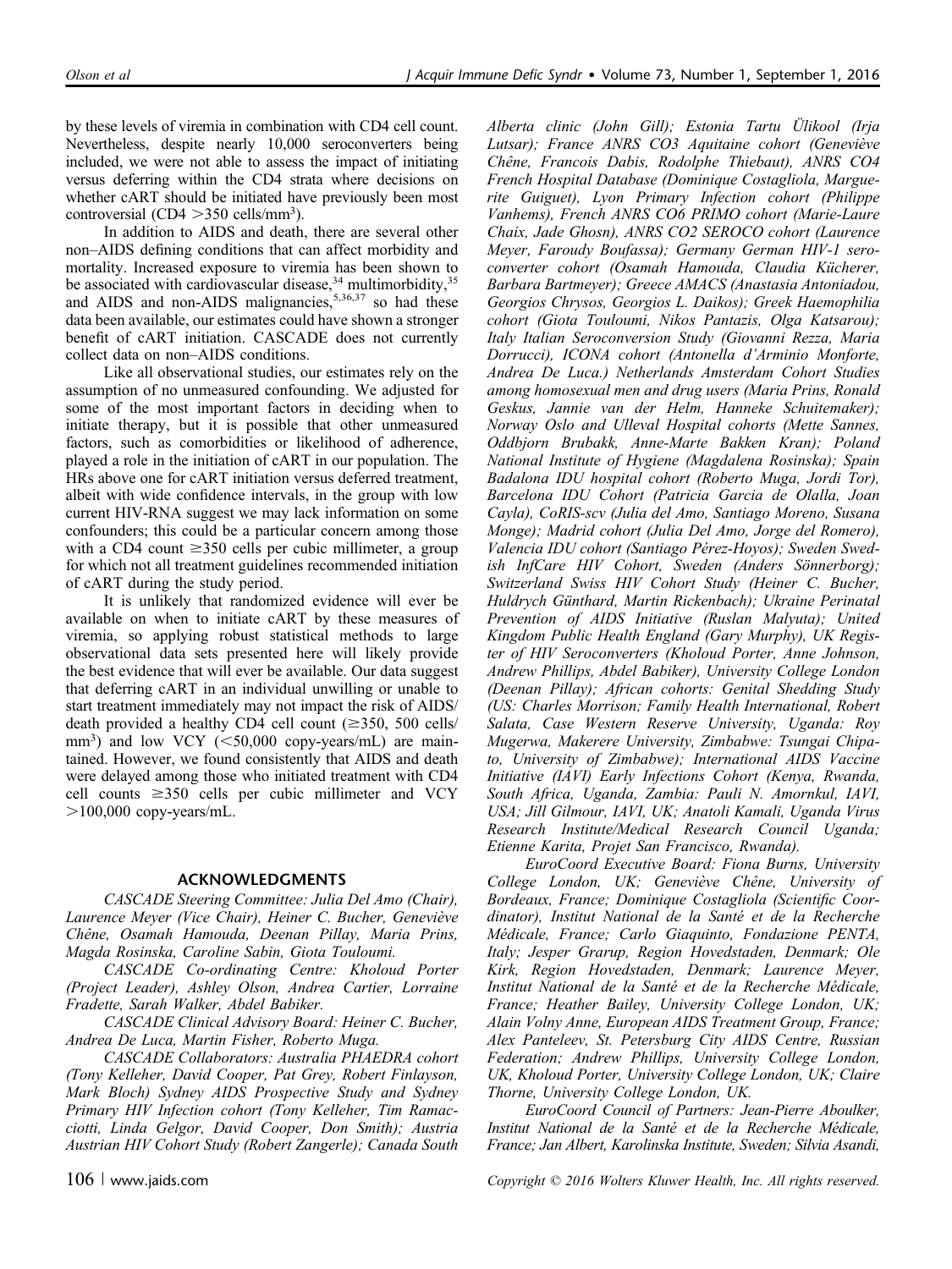by these levels of viremia in combination with CD4 cell count. Nevertheless, despite nearly 10,000 seroconverters being included, we were not able to assess the impact of initiating versus deferring within the CD4 strata where decisions on whether cART should be initiated have previously been most controversial (CD4 >350 cells/mm$^3$).

In addition to AIDS and death, there are several other non–AIDS defining conditions that can affect morbidity and mortality. Increased exposure to viremia has been shown to be associated with cardiovascular disease,[34] multimorbidity,[35] and AIDS and non-AIDS malignancies,[5,36,37] so had these data been available, our estimates could have shown a stronger benefit of cART initiation. CASCADE does not currently collect data on non–AIDS conditions.

Like all observational studies, our estimates rely on the assumption of no unmeasured confounding. We adjusted for some of the most important factors in deciding when to initiate therapy, but it is possible that other unmeasured factors, such as comorbidities or likelihood of adherence, played a role in the initiation of cART in our population. The HRs above one for cART initiation versus deferred treatment, albeit with wide confidence intervals, in the group with low current HIV-RNA suggest we may lack information on some confounders; this could be a particular concern among those with a CD4 count ≥350 cells per cubic millimeter, a group for which not all treatment guidelines recommended initiation of cART during the study period.

It is unlikely that randomized evidence will ever be available on when to initiate cART by these measures of viremia, so applying robust statistical methods to large observational data sets presented here will likely provide the best evidence that will ever be available. Our data suggest that deferring cART in an individual unwilling or unable to start treatment immediately may not impact the risk of AIDS/death provided a healthy CD4 cell count (≥350, 500 cells/mm$^3$) and low VCY (<50,000 copy-years/mL) are maintained. However, we found consistently that AIDS and death were delayed among those who initiated treatment with CD4 cell counts ≥350 cells per cubic millimeter and VCY >100,000 copy-years/mL.

## ACKNOWLEDGMENTS

*CASCADE Steering Committee: Julia Del Amo (Chair), Laurence Meyer (Vice Chair), Heiner C. Bucher, Geneviève Chêne, Osamah Hamouda, Deenan Pillay, Maria Prins, Magda Rosinska, Caroline Sabin, Giota Touloumi.*

*CASCADE Co-ordinating Centre: Kholoud Porter (Project Leader), Ashley Olson, Andrea Cartier, Lorraine Fradette, Sarah Walker, Abdel Babiker.*

*CASCADE Clinical Advisory Board: Heiner C. Bucher, Andrea De Luca, Martin Fisher, Roberto Muga.*

*CASCADE Collaborators: Australia PHAEDRA cohort (Tony Kelleher, David Cooper, Pat Grey, Robert Finlayson, Mark Bloch) Sydney AIDS Prospective Study and Sydney Primary HIV Infection cohort (Tony Kelleher, Tim Ramacciotti, Linda Gelgor, David Cooper, Don Smith); Austria Austrian HIV Cohort Study (Robert Zangerle); Canada South Alberta clinic (John Gill); Estonia Tartu Ülikool (Irja Lutsar); France ANRS CO3 Aquitaine cohort (Geneviève Chêne, Francois Dabis, Rodolphe Thiebaut), ANRS CO4 French Hospital Database (Dominique Costagliola, Marguerite Guiguet), Lyon Primary Infection cohort (Philippe Vanhems), French ANRS CO6 PRIMO cohort (Marie-Laure Chaix, Jade Ghosn), ANRS CO2 SEROCO cohort (Laurence Meyer, Faroudy Boufassa); Germany German HIV-1 seroconverter cohort (Osamah Hamouda, Claudia Kücherer, Barbara Bartmeyer); Greece AMACS (Anastasia Antoniadou, Georgios Chrysos, Georgios L. Daikos); Greek Haemophilia cohort (Giota Touloumi, Nikos Pantazis, Olga Katsarou); Italy Italian Seroconversion Study (Giovanni Rezza, Maria Dorrucci), ICONA cohort (Antonella d'Arminio Monforte, Andrea De Luca.) Netherlands Amsterdam Cohort Studies among homosexual men and drug users (Maria Prins, Ronald Geskus, Jannie van der Helm, Hanneke Schuitemaker); Norway Oslo and Ulleval Hospital cohorts (Mette Sannes, Oddbjorn Brubakk, Anne-Marte Bakken Kran); Poland National Institute of Hygiene (Magdalena Rosinska); Spain Badalona IDU hospital cohort (Roberto Muga, Jordi Tor), Barcelona IDU Cohort (Patricia Garcia de Olalla, Joan Cayla), CoRIS-scv (Julia del Amo, Santiago Moreno, Susana Monge); Madrid cohort (Julia Del Amo, Jorge del Romero), Valencia IDU cohort (Santiago Pérez-Hoyos); Sweden Swedish InfCare HIV Cohort, Sweden (Anders Sönnerborg); Switzerland Swiss HIV Cohort Study (Heiner C. Bucher, Huldrych Günthard, Martin Rickenbach); Ukraine Perinatal Prevention of AIDS Initiative (Ruslan Malyuta); United Kingdom Public Health England (Gary Murphy), UK Register of HIV Seroconverters (Kholoud Porter, Anne Johnson, Andrew Phillips, Abdel Babiker), University College London (Deenan Pillay); African cohorts: Genital Shedding Study (US: Charles Morrison; Family Health International, Robert Salata, Case Western Reserve University, Uganda: Roy Mugerwa, Makerere University, Zimbabwe: Tsungai Chipato, University of Zimbabwe); International AIDS Vaccine Initiative (IAVI) Early Infections Cohort (Kenya, Rwanda, South Africa, Uganda, Zambia: Pauli N. Amornkul, IAVI, USA; Jill Gilmour, IAVI, UK; Anatoli Kamali, Uganda Virus Research Institute/Medical Research Council Uganda; Etienne Karita, Projet San Francisco, Rwanda).*

*EuroCoord Executive Board: Fiona Burns, University College London, UK; Geneviève Chêne, University of Bordeaux, France; Dominique Costagliola (Scientific Coordinator), Institut National de la Santé et de la Recherche Médicale, France; Carlo Giaquinto, Fondazione PENTA, Italy; Jesper Grarup, Region Hovedstaden, Denmark; Ole Kirk, Region Hovedstaden, Denmark; Laurence Meyer, Institut National de la Santé et de la Recherche Médicale, France; Heather Bailey, University College London, UK; Alain Volny Anne, European AIDS Treatment Group, France; Alex Panteleev, St. Petersburg City AIDS Centre, Russian Federation; Andrew Phillips, University College London, UK, Kholoud Porter, University College London, UK; Claire Thorne, University College London, UK.*

*EuroCoord Council of Partners: Jean-Pierre Aboulker, Institut National de la Santé et de la Recherche Médicale, France; Jan Albert, Karolinska Institute, Sweden; Silvia Asandi,*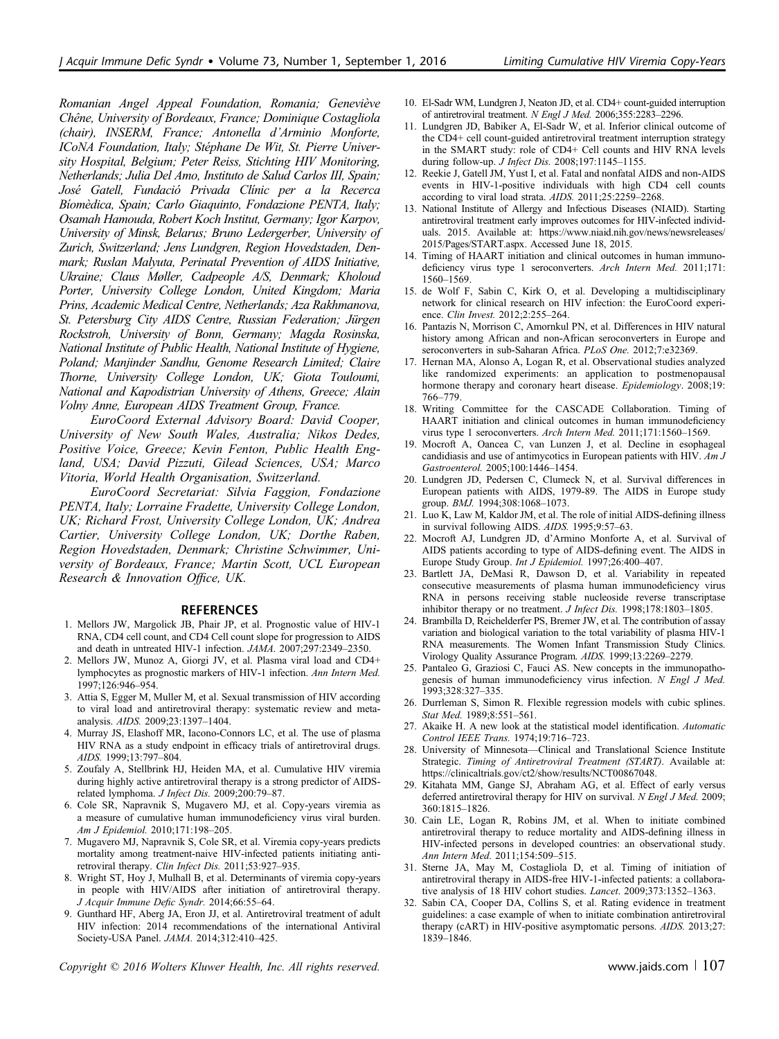Romanian Angel Appeal Foundation, Romania; Geneviève Chêne, University of Bordeaux, France; Dominique Costagliola (chair), INSERM, France; Antonella d'Arminio Monforte, ICoNA Foundation, Italy; Stéphane De Wit, St. Pierre University Hospital, Belgium; Peter Reiss, Stichting HIV Monitoring, Netherlands; Julia Del Amo, Instituto de Salud Carlos III, Spain; José Gatell, Fundació Privada Clínic per a la Recerca Bíomèdica, Spain; Carlo Giaquinto, Fondazione PENTA, Italy; Osamah Hamouda, Robert Koch Institut, Germany; Igor Karpov, University of Minsk, Belarus; Bruno Ledergerber, University of Zurich, Switzerland; Jens Lundgren, Region Hovedstaden, Denmark; Ruslan Malyuta, Perinatal Prevention of AIDS Initiative, Ukraine; Claus Møller, Cadpeople A/S, Denmark; Kholoud Porter, University College London, United Kingdom; Maria Prins, Academic Medical Centre, Netherlands; Aza Rakhmanova, St. Petersburg City AIDS Centre, Russian Federation; Jürgen Rockstroh, University of Bonn, Germany; Magda Rosinska, National Institute of Public Health, National Institute of Hygiene, Poland; Manjinder Sandhu, Genome Research Limited; Claire Thorne, University College London, UK; Giota Touloumi, National and Kapodistrian University of Athens, Greece; Alain Volny Anne, European AIDS Treatment Group, France.

*EuroCoord External Advisory Board: David Cooper, University of New South Wales, Australia; Nikos Dedes, Positive Voice, Greece; Kevin Fenton, Public Health England, USA; David Pizzuti, Gilead Sciences, USA; Marco Vitoria, World Health Organisation, Switzerland.*

*EuroCoord Secretariat: Silvia Faggion, Fondazione PENTA, Italy; Lorraine Fradette, University College London, UK; Richard Frost, University College London, UK; Andrea Cartier, University College London, UK; Dorthe Raben, Region Hovedstaden, Denmark; Christine Schwimmer, University of Bordeaux, France; Martin Scott, UCL European Research & Innovation Office, UK.*

## REFERENCES

1. Mellors JW, Margolick JB, Phair JP, et al. Prognostic value of HIV-1 RNA, CD4 cell count, and CD4 Cell count slope for progression to AIDS and death in untreated HIV-1 infection. *JAMA.* 2007;297:2349–2350.
2. Mellors JW, Munoz A, Giorgi JV, et al. Plasma viral load and CD4+ lymphocytes as prognostic markers of HIV-1 infection. *Ann Intern Med.* 1997;126:946–954.
3. Attia S, Egger M, Muller M, et al. Sexual transmission of HIV according to viral load and antiretroviral therapy: systematic review and meta-analysis. *AIDS.* 2009;23:1397–1404.
4. Murray JS, Elashoff MR, Iacono-Connors LC, et al. The use of plasma HIV RNA as a study endpoint in efficacy trials of antiretroviral drugs. *AIDS.* 1999;13:797–804.
5. Zoufaly A, Stellbrink HJ, Heiden MA, et al. Cumulative HIV viremia during highly active antiretroviral therapy is a strong predictor of AIDS-related lymphoma. *J Infect Dis.* 2009;200:79–87.
6. Cole SR, Napravnik S, Mugavero MJ, et al. Copy-years viremia as a measure of cumulative human immunodeficiency virus viral burden. *Am J Epidemiol.* 2010;171:198–205.
7. Mugavero MJ, Napravnik S, Cole SR, et al. Viremia copy-years predicts mortality among treatment-naive HIV-infected patients initiating antiretroviral therapy. *Clin Infect Dis.* 2011;53:927–935.
8. Wright ST, Hoy J, Mulhall B, et al. Determinants of viremia copy-years in people with HIV/AIDS after initiation of antiretroviral therapy. *J Acquir Immune Defic Syndr.* 2014;66:55–64.
9. Gunthard HF, Aberg JA, Eron JJ, et al. Antiretroviral treatment of adult HIV infection: 2014 recommendations of the international Antiviral Society-USA Panel. *JAMA.* 2014;312:410–425.
10. El-Sadr WM, Lundgren J, Neaton JD, et al. CD4+ count-guided interruption of antiretroviral treatment. *N Engl J Med.* 2006;355:2283–2296.
11. Lundgren JD, Babiker A, El-Sadr W, et al. Inferior clinical outcome of the CD4+ cell count-guided antiretroviral treatment interruption strategy in the SMART study: role of CD4+ Cell counts and HIV RNA levels during follow-up. *J Infect Dis.* 2008;197:1145–1155.
12. Reekie J, Gatell JM, Yust I, et al. Fatal and nonfatal AIDS and non-AIDS events in HIV-1-positive individuals with high CD4 cell counts according to viral load strata. *AIDS.* 2011;25:2259–2268.
13. National Institute of Allergy and Infectious Diseases (NIAID). Starting antiretroviral treatment early improves outcomes for HIV-infected individuals. 2015. Available at: https://www.niaid.nih.gov/news/newsreleases/2015/Pages/START.aspx. Accessed June 18, 2015.
14. Timing of HAART initiation and clinical outcomes in human immunodeficiency virus type 1 seroconverters. *Arch Intern Med.* 2011;171:1560–1569.
15. de Wolf F, Sabin C, Kirk O, et al. Developing a multidisciplinary network for clinical research on HIV infection: the EuroCoord experience. *Clin Invest.* 2012;2:255–264.
16. Pantazis N, Morrison C, Amornkul PN, et al. Differences in HIV natural history among African and non-African seroconverters in Europe and seroconverters in sub-Saharan Africa. *PLoS One.* 2012;7:e32369.
17. Hernan MA, Alonso A, Logan R, et al. Observational studies analyzed like randomized experiments: an application to postmenopausal hormone therapy and coronary heart disease. *Epidemiology*. 2008;19:766–779.
18. Writing Committee for the CASCADE Collaboration. Timing of HAART initiation and clinical outcomes in human immunodeficiency virus type 1 seroconverters. *Arch Intern Med.* 2011;171:1560–1569.
19. Mocroft A, Oancea C, van Lunzen J, et al. Decline in esophageal candidiasis and use of antimycotics in European patients with HIV. *Am J Gastroenterol.* 2005;100:1446–1454.
20. Lundgren JD, Pedersen C, Clumeck N, et al. Survival differences in European patients with AIDS, 1979-89. The AIDS in Europe study group. *BMJ.* 1994;308:1068–1073.
21. Luo K, Law M, Kaldor JM, et al. The role of initial AIDS-defining illness in survival following AIDS. *AIDS.* 1995;9:57–63.
22. Mocroft AJ, Lundgren JD, d'Armino Monforte A, et al. Survival of AIDS patients according to type of AIDS-defining event. The AIDS in Europe Study Group. *Int J Epidemiol.* 1997;26:400–407.
23. Bartlett JA, DeMasi R, Dawson D, et al. Variability in repeated consecutive measurements of plasma human immunodeficiency virus RNA in persons receiving stable nucleoside reverse transcriptase inhibitor therapy or no treatment. *J Infect Dis.* 1998;178:1803–1805.
24. Brambilla D, Reichelderfer PS, Bremer JW, et al. The contribution of assay variation and biological variation to the total variability of plasma HIV-1 RNA measurements. The Women Infant Transmission Study Clinics. Virology Quality Assurance Program. *AIDS.* 1999;13:2269–2279.
25. Pantaleo G, Graziosi C, Fauci AS. New concepts in the immunopathogenesis of human immunodeficiency virus infection. *N Engl J Med.* 1993;328:327–335.
26. Durrleman S, Simon R. Flexible regression models with cubic splines. *Stat Med.* 1989;8:551–561.
27. Akaike H. A new look at the statistical model identification. *Automatic Control IEEE Trans.* 1974;19:716–723.
28. University of Minnesota—Clinical and Translational Science Institute Strategic. *Timing of Antiretroviral Treatment (START)*. Available at: https://clinicaltrials.gov/ct2/show/results/NCT00867048.
29. Kitahata MM, Gange SJ, Abraham AG, et al. Effect of early versus deferred antiretroviral therapy for HIV on survival. *N Engl J Med.* 2009;360:1815–1826.
30. Cain LE, Logan R, Robins JM, et al. When to initiate combined antiretroviral therapy to reduce mortality and AIDS-defining illness in HIV-infected persons in developed countries: an observational study. *Ann Intern Med.* 2011;154:509–515.
31. Sterne JA, May M, Costagliola D, et al. Timing of initiation of antiretroviral therapy in AIDS-free HIV-1-infected patients: a collaborative analysis of 18 HIV cohort studies. *Lancet.* 2009;373:1352–1363.
32. Sabin CA, Cooper DA, Collins S, et al. Rating evidence in treatment guidelines: a case example of when to initiate combination antiretroviral therapy (cART) in HIV-positive asymptomatic persons. *AIDS.* 2013;27:1839–1846.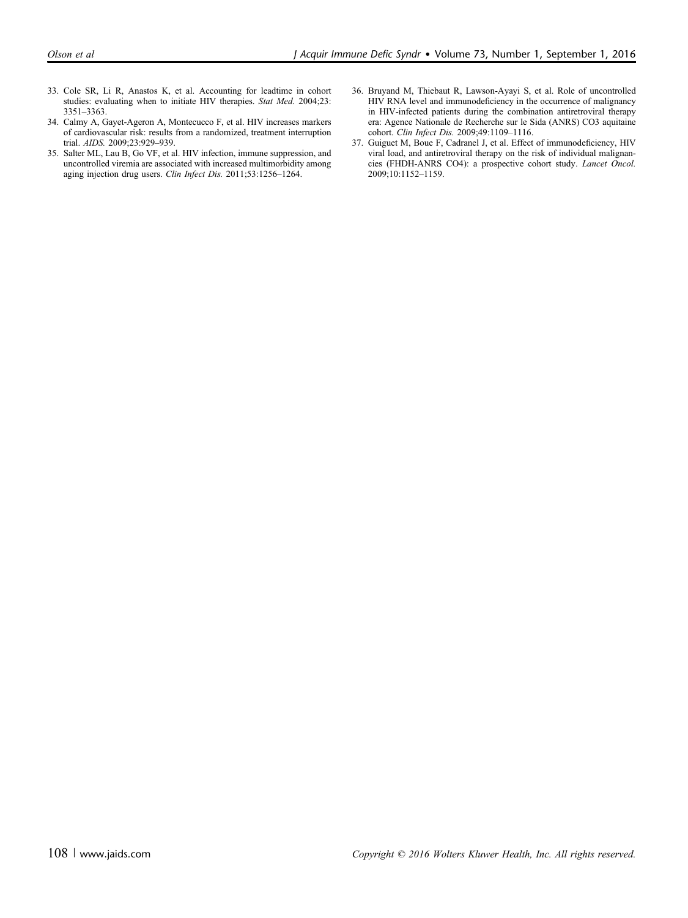33. Cole SR, Li R, Anastos K, et al. Accounting for leadtime in cohort studies: evaluating when to initiate HIV therapies. *Stat Med.* 2004;23: 3351–3363.
34. Calmy A, Gayet-Ageron A, Montecucco F, et al. HIV increases markers of cardiovascular risk: results from a randomized, treatment interruption trial. *AIDS.* 2009;23:929–939.
35. Salter ML, Lau B, Go VF, et al. HIV infection, immune suppression, and uncontrolled viremia are associated with increased multimorbidity among aging injection drug users. *Clin Infect Dis.* 2011;53:1256–1264.
36. Bruyand M, Thiebaut R, Lawson-Ayayi S, et al. Role of uncontrolled HIV RNA level and immunodeficiency in the occurrence of malignancy in HIV-infected patients during the combination antiretroviral therapy era: Agence Nationale de Recherche sur le Sida (ANRS) CO3 aquitaine cohort. *Clin Infect Dis.* 2009;49:1109–1116.
37. Guiguet M, Boue F, Cadranel J, et al. Effect of immunodeficiency, HIV viral load, and antiretroviral therapy on the risk of individual malignancies (FHDH-ANRS CO4): a prospective cohort study. *Lancet Oncol.* 2009;10:1152–1159.